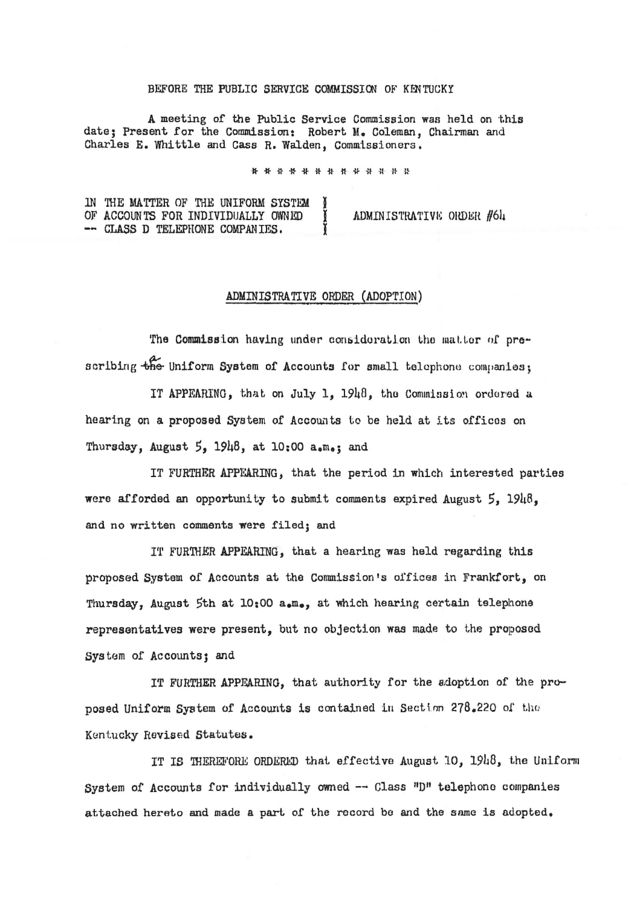BEFORE THE PUBLIC SERVICE COMMISSION OF KENTUCKY

A meeting of the Public Service Commission was held on this date; Present for the Commission: Robert M. Coleman, Chairman and Charles E. Whittle and Cass R. Walden, Commissioners.

\* \* \* \* \* \* \* \* \* \* \* \* \*

| | | |
|---|---|---|
| IN THE MATTER OF THE UNIFORM SYSTEM OF ACCOUNTS FOR INDIVIDUALLY OWNED -- CLASS D TELEPHONE COMPANIES. | ) ) ) | ADMINISTRATIVE ORDER #64 |

## ADMINISTRATIVE ORDER (ADOPTION)

The Commission having under consideration the matter of prescribing a Uniform System of Accounts for small telephone companies;

IT APPEARING, that on July 1, 1948, the Commission ordered a hearing on a proposed System of Accounts to be held at its offices on Thursday, August 5, 1948, at 10:00 a.m.; and

IT FURTHER APPEARING, that the period in which interested parties were afforded an opportunity to submit comments expired August 5, 1948, and no written comments were filed; and

IT FURTHER APPEARING, that a hearing was held regarding this proposed System of Accounts at the Commission's offices in Frankfort, on Thursday, August 5th at 10:00 a.m., at which hearing certain telephone representatives were present, but no objection was made to the proposed System of Accounts; and

IT FURTHER APPEARING, that authority for the adoption of the proposed Uniform System of Accounts is contained in Section 278.220 of the Kentucky Revised Statutes.

IT IS THEREFORE ORDERED that effective August 10, 1948, the Uniform System of Accounts for individually owned -- Class "D" telephone companies attached hereto and made a part of the record be and the same is adopted.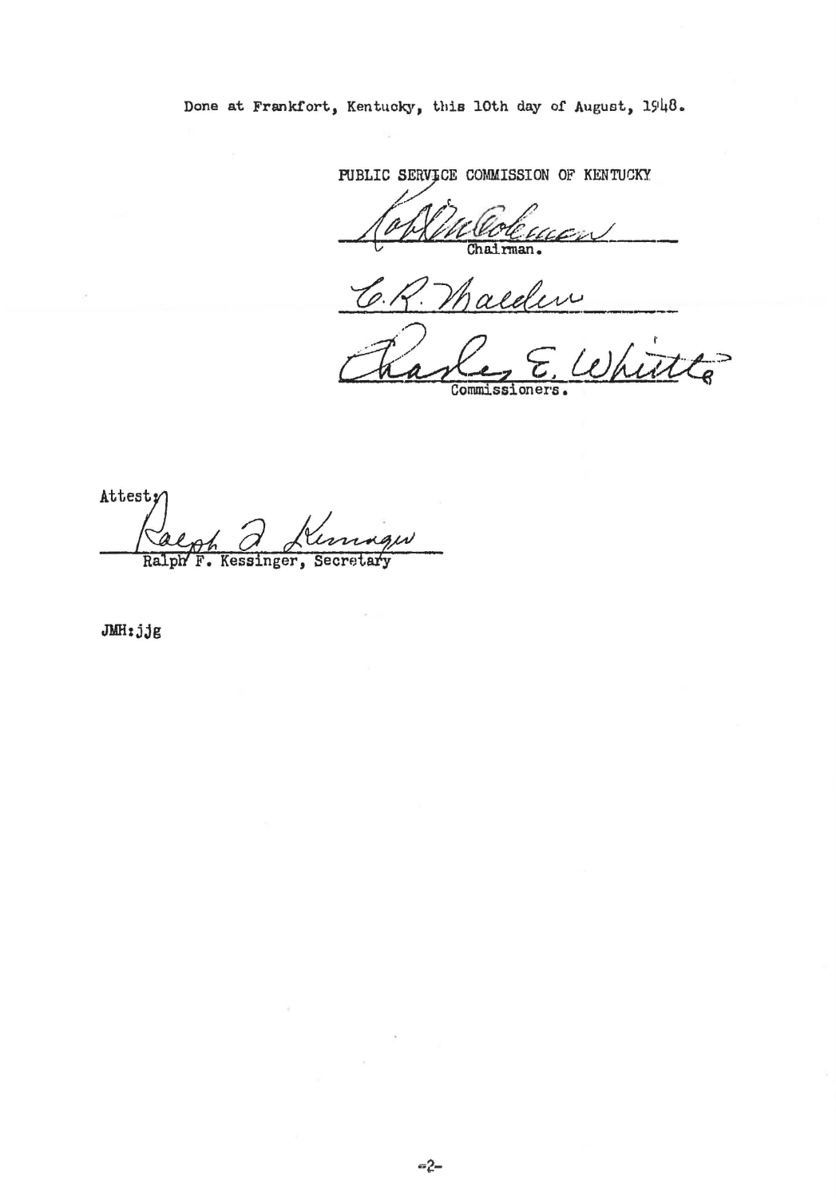Done at Frankfort, Kentucky, this 10th day of August, 1948.

PUBLIC SERVICE COMMISSION OF KENTUCKY

Chairman.

C. R. Malden

Charles E. Whittle

Commissioners.

Attest:

Ralph F. Kessinger, Secretary

JMH:jjg